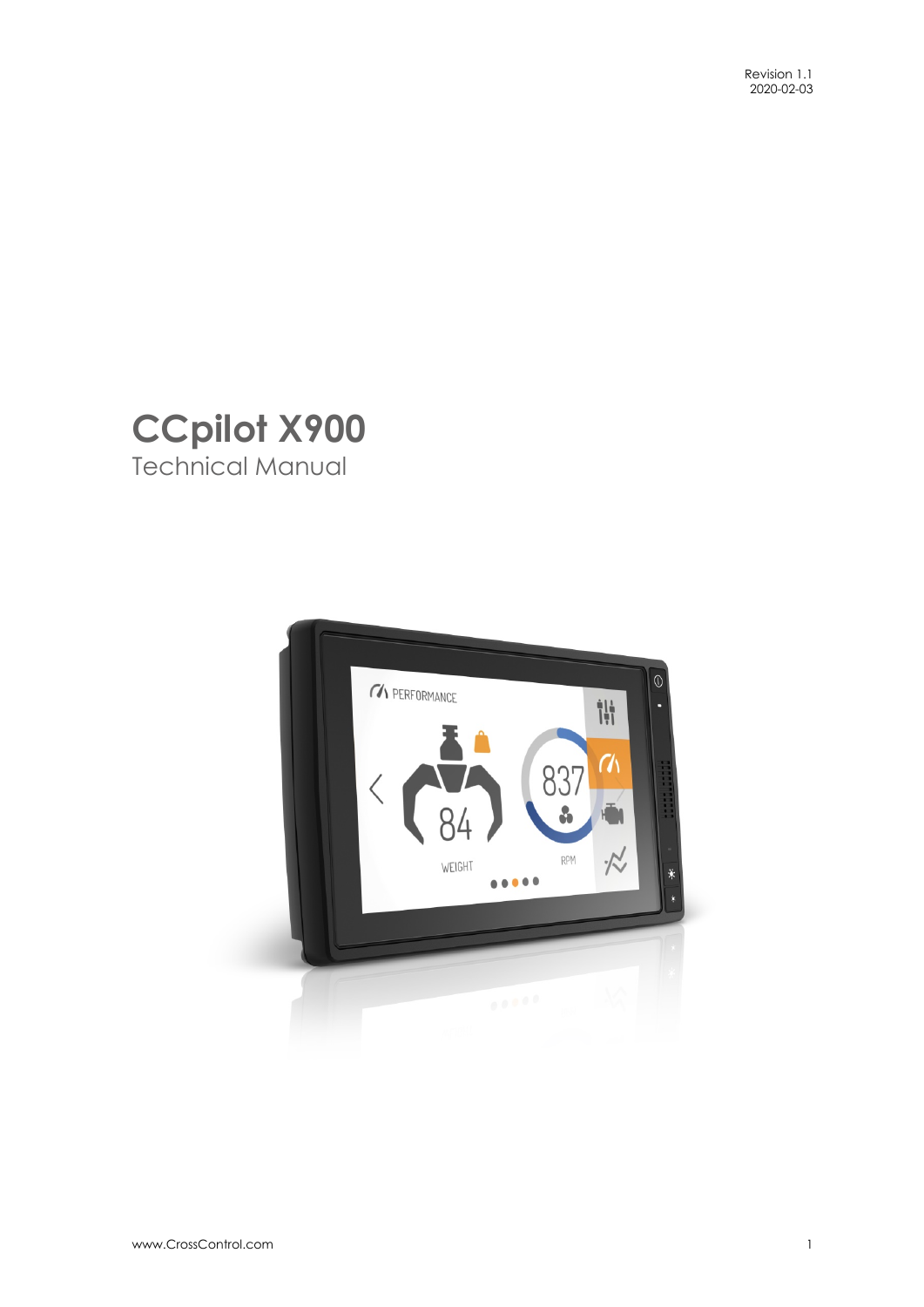Revision 1.1
2020-02-03

# CCpilot X900

Technical Manual

www.CrossControl.com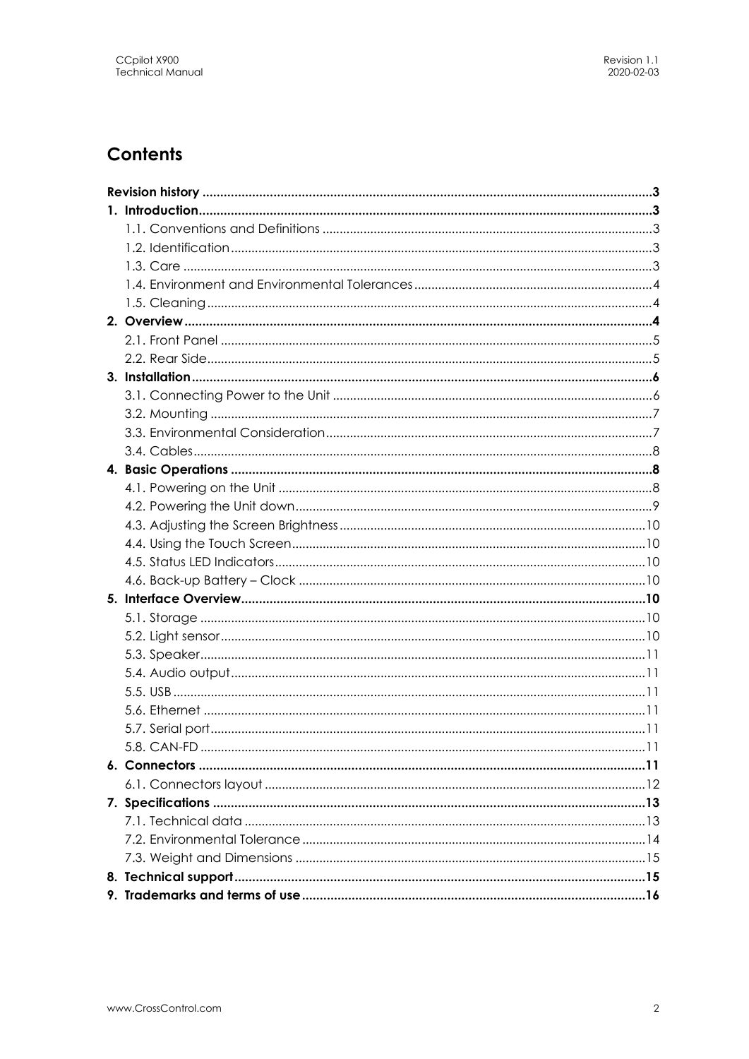# Contents

**Revision history** .......... **3**

**1. Introduction** .......... **3**

- 1.1. Conventions and Definitions .......... 3
- 1.2. Identification .......... 3
- 1.3. Care .......... 3
- 1.4. Environment and Environmental Tolerances .......... 4
- 1.5. Cleaning .......... 4

**2. Overview** .......... **4**

- 2.1. Front Panel .......... 5
- 2.2. Rear Side .......... 5

**3. Installation** .......... **6**

- 3.1. Connecting Power to the Unit .......... 6
- 3.2. Mounting .......... 7
- 3.3. Environmental Consideration .......... 7
- 3.4. Cables .......... 8

**4. Basic Operations** .......... **8**

- 4.1. Powering on the Unit .......... 8
- 4.2. Powering the Unit down .......... 9
- 4.3. Adjusting the Screen Brightness .......... 10
- 4.4. Using the Touch Screen .......... 10
- 4.5. Status LED Indicators .......... 10
- 4.6. Back-up Battery – Clock .......... 10

**5. Interface Overview** .......... **10**

- 5.1. Storage .......... 10
- 5.2. Light sensor .......... 10
- 5.3. Speaker .......... 11
- 5.4. Audio output .......... 11
- 5.5. USB .......... 11
- 5.6. Ethernet .......... 11
- 5.7. Serial port .......... 11
- 5.8. CAN-FD .......... 11

**6. Connectors** .......... **11**

- 6.1. Connectors layout .......... 12

**7. Specifications** .......... **13**

- 7.1. Technical data .......... 13
- 7.2. Environmental Tolerance .......... 14
- 7.3. Weight and Dimensions .......... 15

**8. Technical support** .......... **15**

**9. Trademarks and terms of use** .......... **16**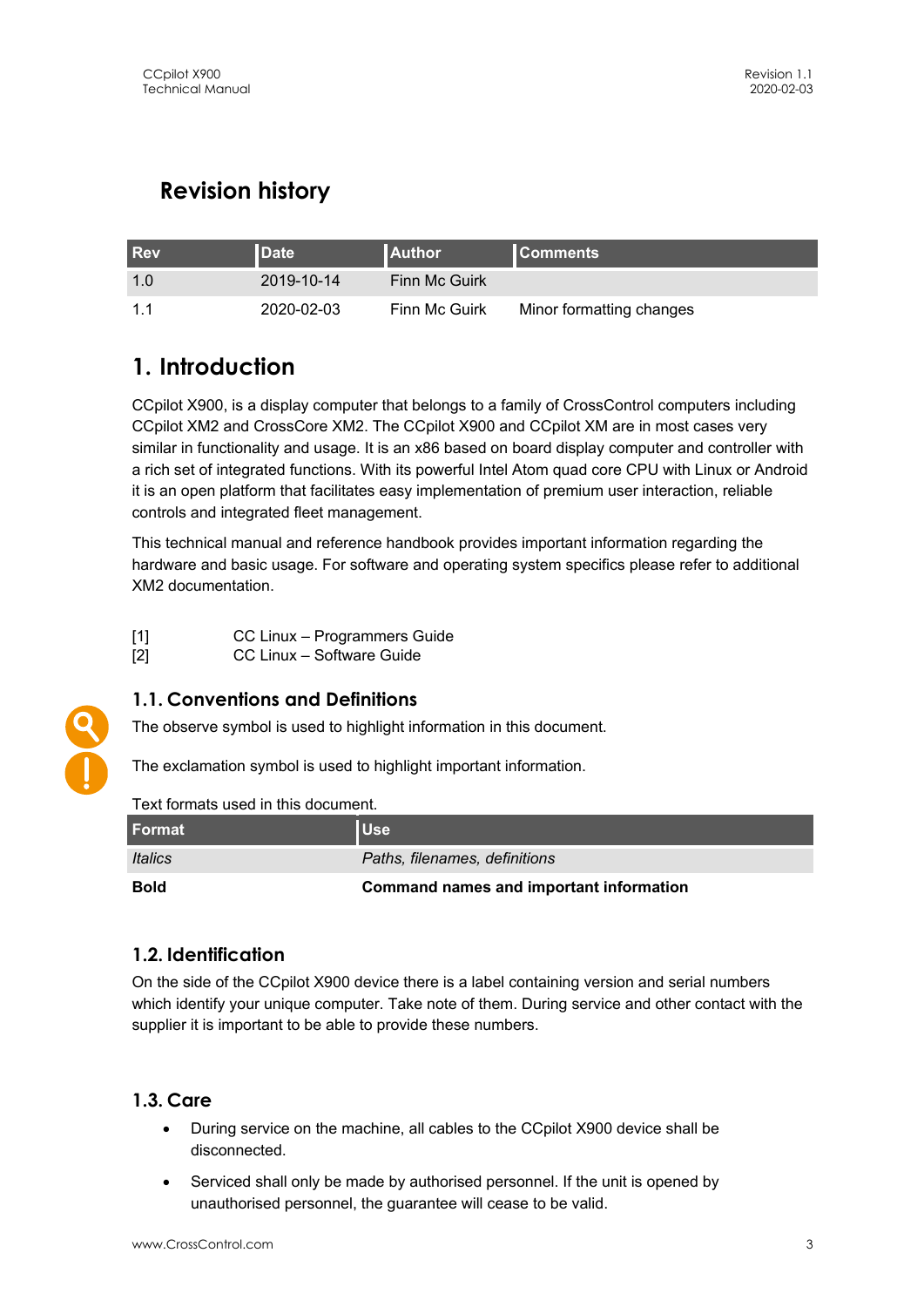## Revision history

| Rev | Date | Author | Comments |
|---|---|---|---|
| 1.0 | 2019-10-14 | Finn Mc Guirk | |
| 1.1 | 2020-02-03 | Finn Mc Guirk | Minor formatting changes |

# 1. Introduction

CCpilot X900, is a display computer that belongs to a family of CrossControl computers including CCpilot XM2 and CrossCore XM2. The CCpilot X900 and CCpilot XM are in most cases very similar in functionality and usage. It is an x86 based on board display computer and controller with a rich set of integrated functions. With its powerful Intel Atom quad core CPU with Linux or Android it is an open platform that facilitates easy implementation of premium user interaction, reliable controls and integrated fleet management.

This technical manual and reference handbook provides important information regarding the hardware and basic usage. For software and operating system specifics please refer to additional XM2 documentation.

[1] CC Linux – Programmers Guide
[2] CC Linux – Software Guide

## 1.1. Conventions and Definitions

The observe symbol is used to highlight information in this document.

The exclamation symbol is used to highlight important information.

Text formats used in this document.

| Format | Use |
|---|---|
| *Italics* | *Paths, filenames, definitions* |
| **Bold** | **Command names and important information** |

## 1.2. Identification

On the side of the CCpilot X900 device there is a label containing version and serial numbers which identify your unique computer. Take note of them. During service and other contact with the supplier it is important to be able to provide these numbers.

## 1.3. Care

- During service on the machine, all cables to the CCpilot X900 device shall be disconnected.
- Serviced shall only be made by authorised personnel. If the unit is opened by unauthorised personnel, the guarantee will cease to be valid.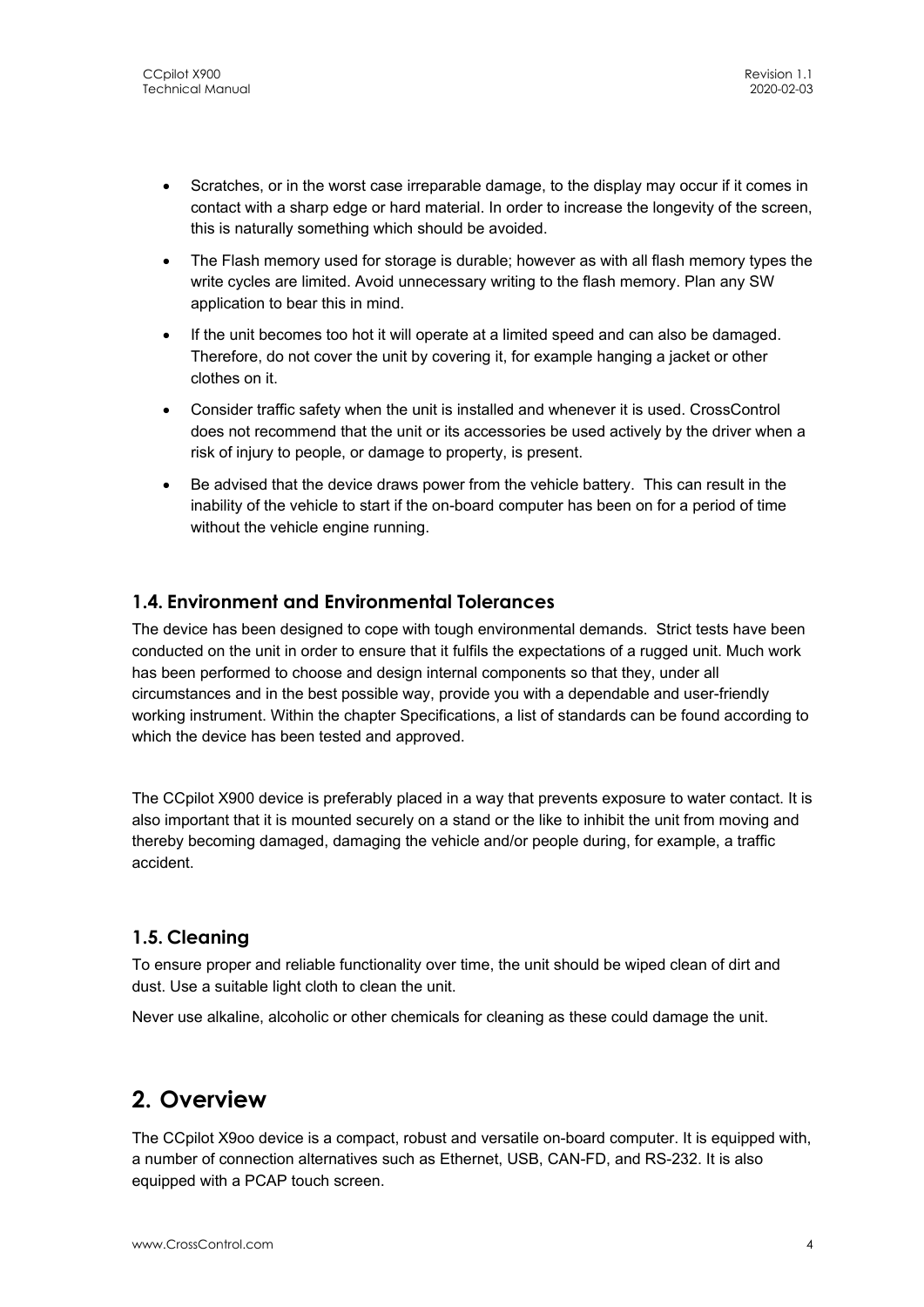- Scratches, or in the worst case irreparable damage, to the display may occur if it comes in contact with a sharp edge or hard material. In order to increase the longevity of the screen, this is naturally something which should be avoided.
- The Flash memory used for storage is durable; however as with all flash memory types the write cycles are limited. Avoid unnecessary writing to the flash memory. Plan any SW application to bear this in mind.
- If the unit becomes too hot it will operate at a limited speed and can also be damaged. Therefore, do not cover the unit by covering it, for example hanging a jacket or other clothes on it.
- Consider traffic safety when the unit is installed and whenever it is used. CrossControl does not recommend that the unit or its accessories be used actively by the driver when a risk of injury to people, or damage to property, is present.
- Be advised that the device draws power from the vehicle battery. This can result in the inability of the vehicle to start if the on-board computer has been on for a period of time without the vehicle engine running.

## 1.4. Environment and Environmental Tolerances

The device has been designed to cope with tough environmental demands. Strict tests have been conducted on the unit in order to ensure that it fulfils the expectations of a rugged unit. Much work has been performed to choose and design internal components so that they, under all circumstances and in the best possible way, provide you with a dependable and user-friendly working instrument. Within the chapter Specifications, a list of standards can be found according to which the device has been tested and approved.

The CCpilot X900 device is preferably placed in a way that prevents exposure to water contact. It is also important that it is mounted securely on a stand or the like to inhibit the unit from moving and thereby becoming damaged, damaging the vehicle and/or people during, for example, a traffic accident.

## 1.5. Cleaning

To ensure proper and reliable functionality over time, the unit should be wiped clean of dirt and dust. Use a suitable light cloth to clean the unit.

Never use alkaline, alcoholic or other chemicals for cleaning as these could damage the unit.

# 2. Overview

The CCpilot X9oo device is a compact, robust and versatile on-board computer. It is equipped with, a number of connection alternatives such as Ethernet, USB, CAN-FD, and RS-232. It is also equipped with a PCAP touch screen.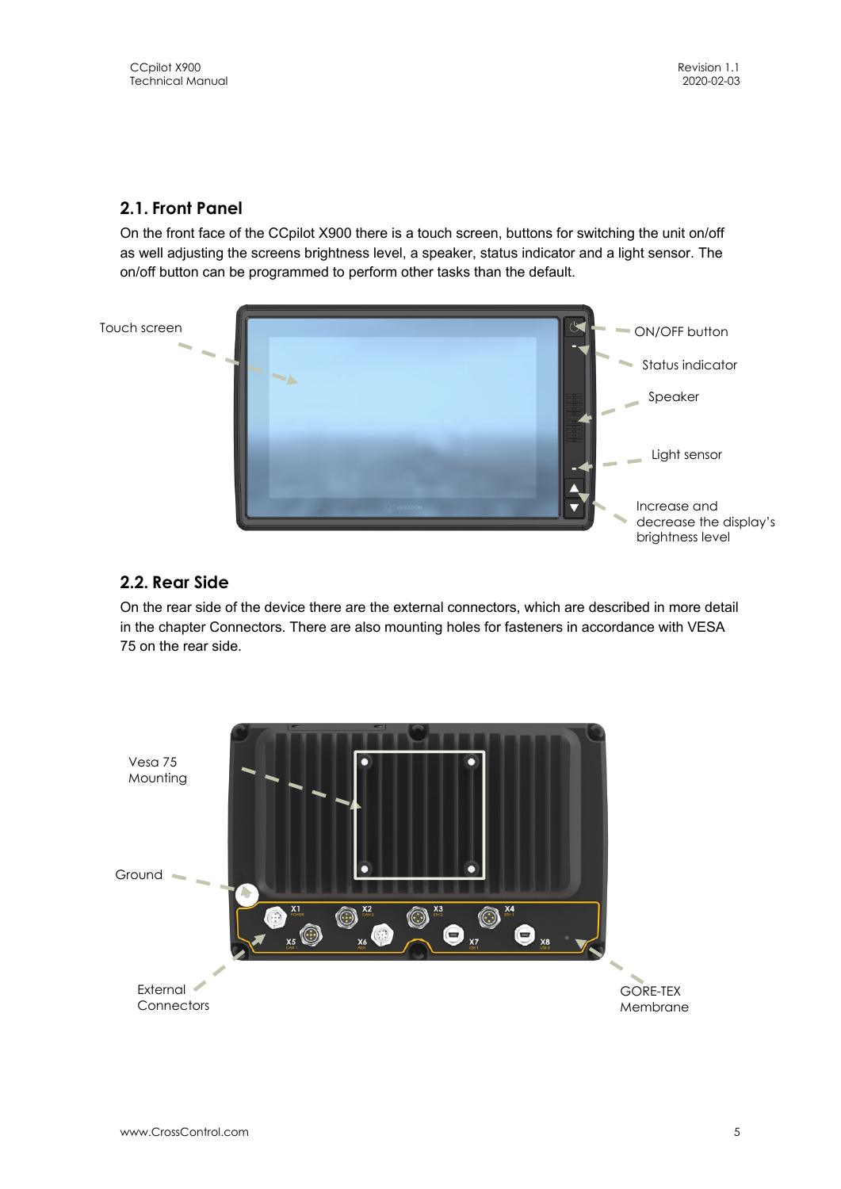## 2.1. Front Panel

On the front face of the CCpilot X900 there is a touch screen, buttons for switching the unit on/off as well adjusting the screens brightness level, a speaker, status indicator and a light sensor. The on/off button can be programmed to perform other tasks than the default.

Touch screen

ON/OFF button

Status indicator

Speaker

Light sensor

Increase and decrease the display's brightness level

## 2.2. Rear Side

On the rear side of the device there are the external connectors, which are described in more detail in the chapter Connectors. There are also mounting holes for fasteners in accordance with VESA 75 on the rear side.

Vesa 75 Mounting

Ground

External Connectors

GORE-TEX Membrane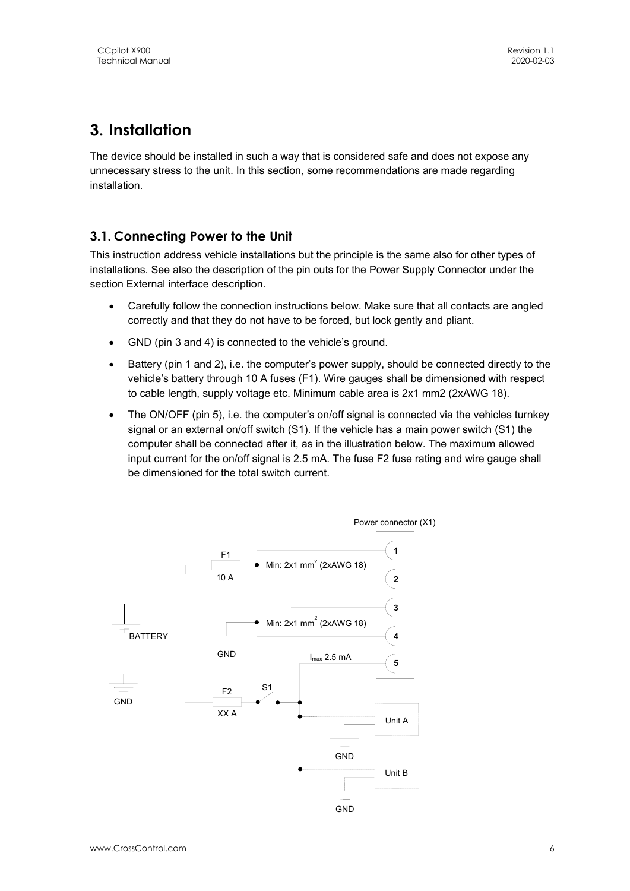# 3. Installation

The device should be installed in such a way that is considered safe and does not expose any unnecessary stress to the unit. In this section, some recommendations are made regarding installation.

## 3.1. Connecting Power to the Unit

This instruction address vehicle installations but the principle is the same also for other types of installations. See also the description of the pin outs for the Power Supply Connector under the section External interface description.

- Carefully follow the connection instructions below. Make sure that all contacts are angled correctly and that they do not have to be forced, but lock gently and pliant.
- GND (pin 3 and 4) is connected to the vehicle's ground.
- Battery (pin 1 and 2), i.e. the computer's power supply, should be connected directly to the vehicle's battery through 10 A fuses (F1). Wire gauges shall be dimensioned with respect to cable length, supply voltage etc. Minimum cable area is 2x1 mm2 (2xAWG 18).
- The ON/OFF (pin 5), i.e. the computer's on/off signal is connected via the vehicles turnkey signal or an external on/off switch (S1). If the vehicle has a main power switch (S1) the computer shall be connected after it, as in the illustration below. The maximum allowed input current for the on/off signal is 2.5 mA. The fuse F2 fuse rating and wire gauge shall be dimensioned for the total switch current.

Power connector (X1)

F1 10 A — Min: 2x1 $mm^2$ (2xAWG 18) — pins 1, 2

GND — Min: 2x1 $mm^2$ (2xAWG 18) — pins 3, 4

$I_{max}$ 2.5 mA — pin 5

BATTERY, GND, F2 XX A, S1, Unit A, GND, Unit B, GND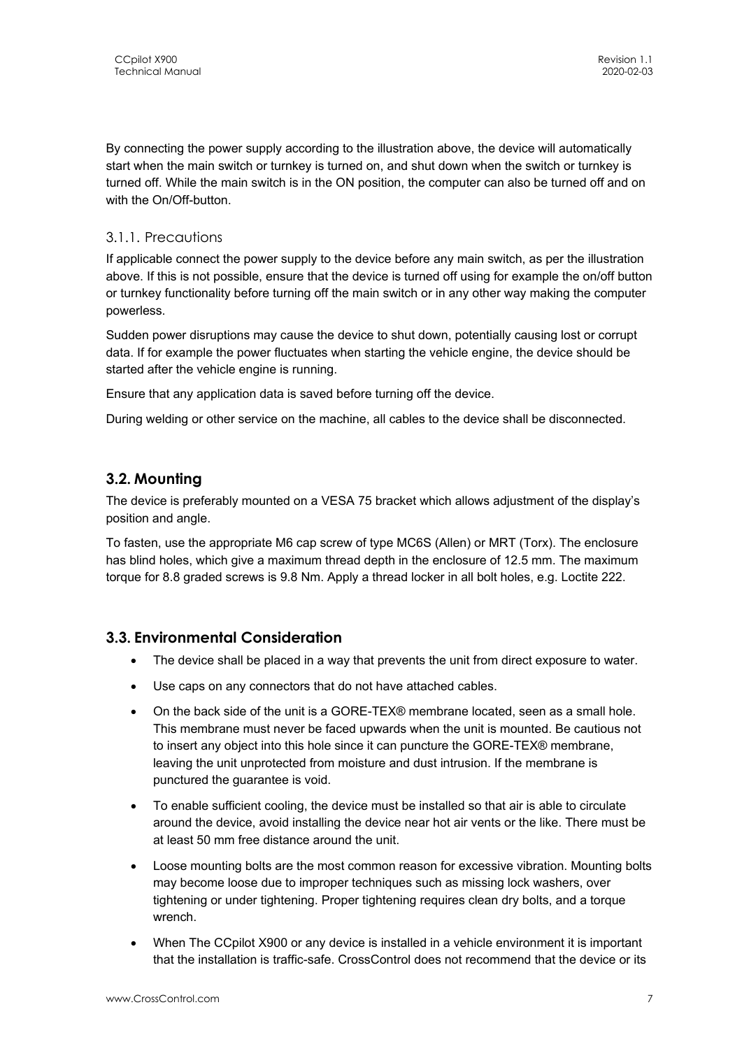By connecting the power supply according to the illustration above, the device will automatically start when the main switch or turnkey is turned on, and shut down when the switch or turnkey is turned off. While the main switch is in the ON position, the computer can also be turned off and on with the On/Off-button.

### 3.1.1. Precautions

If applicable connect the power supply to the device before any main switch, as per the illustration above. If this is not possible, ensure that the device is turned off using for example the on/off button or turnkey functionality before turning off the main switch or in any other way making the computer powerless.

Sudden power disruptions may cause the device to shut down, potentially causing lost or corrupt data. If for example the power fluctuates when starting the vehicle engine, the device should be started after the vehicle engine is running.

Ensure that any application data is saved before turning off the device.

During welding or other service on the machine, all cables to the device shall be disconnected.

## 3.2. Mounting

The device is preferably mounted on a VESA 75 bracket which allows adjustment of the display's position and angle.

To fasten, use the appropriate M6 cap screw of type MC6S (Allen) or MRT (Torx). The enclosure has blind holes, which give a maximum thread depth in the enclosure of 12.5 mm. The maximum torque for 8.8 graded screws is 9.8 Nm. Apply a thread locker in all bolt holes, e.g. Loctite 222.

## 3.3. Environmental Consideration

- The device shall be placed in a way that prevents the unit from direct exposure to water.
- Use caps on any connectors that do not have attached cables.
- On the back side of the unit is a GORE-TEX® membrane located, seen as a small hole. This membrane must never be faced upwards when the unit is mounted. Be cautious not to insert any object into this hole since it can puncture the GORE-TEX® membrane, leaving the unit unprotected from moisture and dust intrusion. If the membrane is punctured the guarantee is void.
- To enable sufficient cooling, the device must be installed so that air is able to circulate around the device, avoid installing the device near hot air vents or the like. There must be at least 50 mm free distance around the unit.
- Loose mounting bolts are the most common reason for excessive vibration. Mounting bolts may become loose due to improper techniques such as missing lock washers, over tightening or under tightening. Proper tightening requires clean dry bolts, and a torque wrench.
- When The CCpilot X900 or any device is installed in a vehicle environment it is important that the installation is traffic-safe. CrossControl does not recommend that the device or its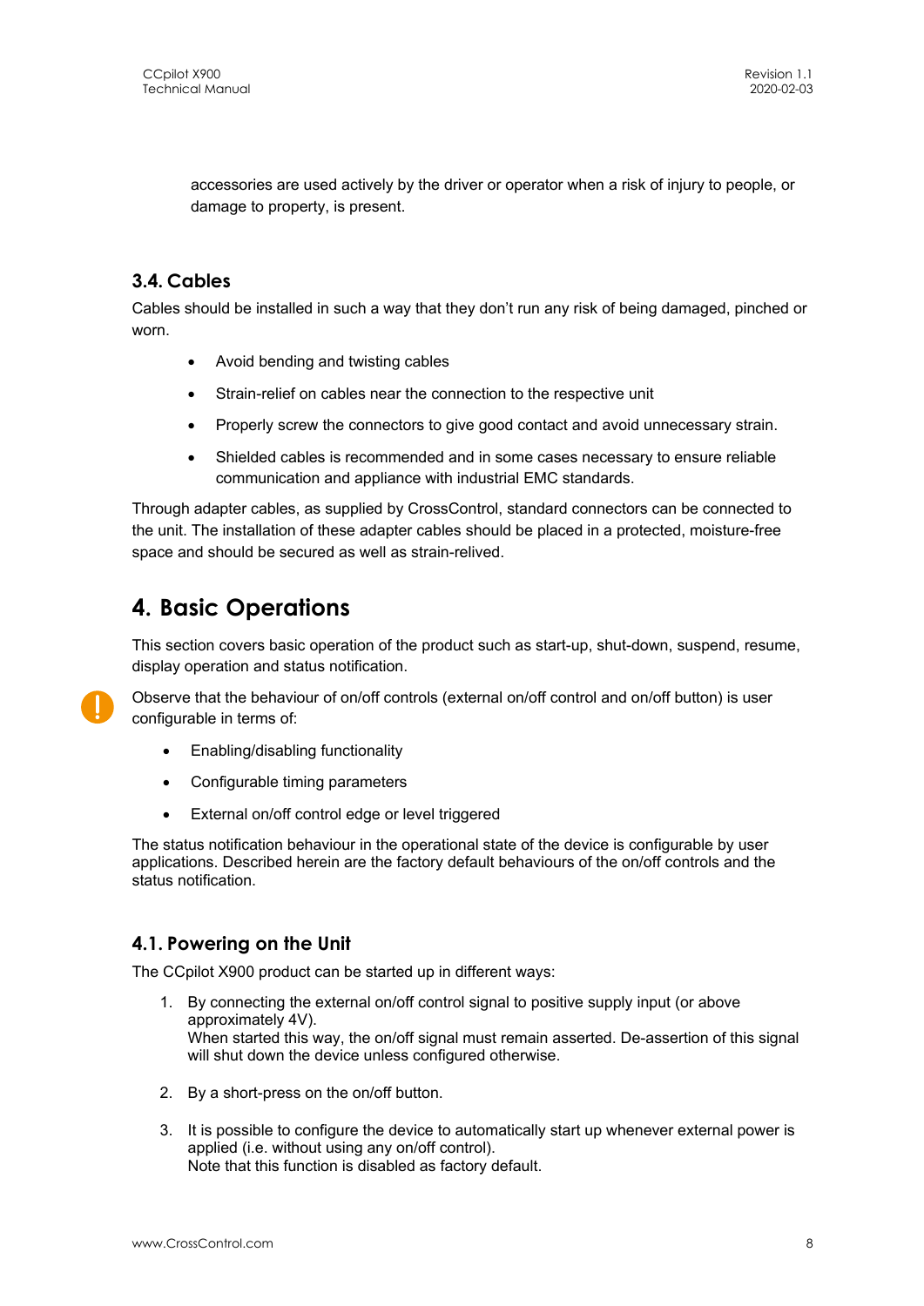accessories are used actively by the driver or operator when a risk of injury to people, or damage to property, is present.

### 3.4. Cables

Cables should be installed in such a way that they don't run any risk of being damaged, pinched or worn.

- Avoid bending and twisting cables
- Strain-relief on cables near the connection to the respective unit
- Properly screw the connectors to give good contact and avoid unnecessary strain.
- Shielded cables is recommended and in some cases necessary to ensure reliable communication and appliance with industrial EMC standards.

Through adapter cables, as supplied by CrossControl, standard connectors can be connected to the unit. The installation of these adapter cables should be placed in a protected, moisture-free space and should be secured as well as strain-relived.

## 4. Basic Operations

This section covers basic operation of the product such as start-up, shut-down, suspend, resume, display operation and status notification.

Observe that the behaviour of on/off controls (external on/off control and on/off button) is user configurable in terms of:

- Enabling/disabling functionality
- Configurable timing parameters
- External on/off control edge or level triggered

The status notification behaviour in the operational state of the device is configurable by user applications. Described herein are the factory default behaviours of the on/off controls and the status notification.

### 4.1. Powering on the Unit

The CCpilot X900 product can be started up in different ways:

1. By connecting the external on/off control signal to positive supply input (or above approximately 4V).
   When started this way, the on/off signal must remain asserted. De-assertion of this signal will shut down the device unless configured otherwise.

2. By a short-press on the on/off button.

3. It is possible to configure the device to automatically start up whenever external power is applied (i.e. without using any on/off control).
   Note that this function is disabled as factory default.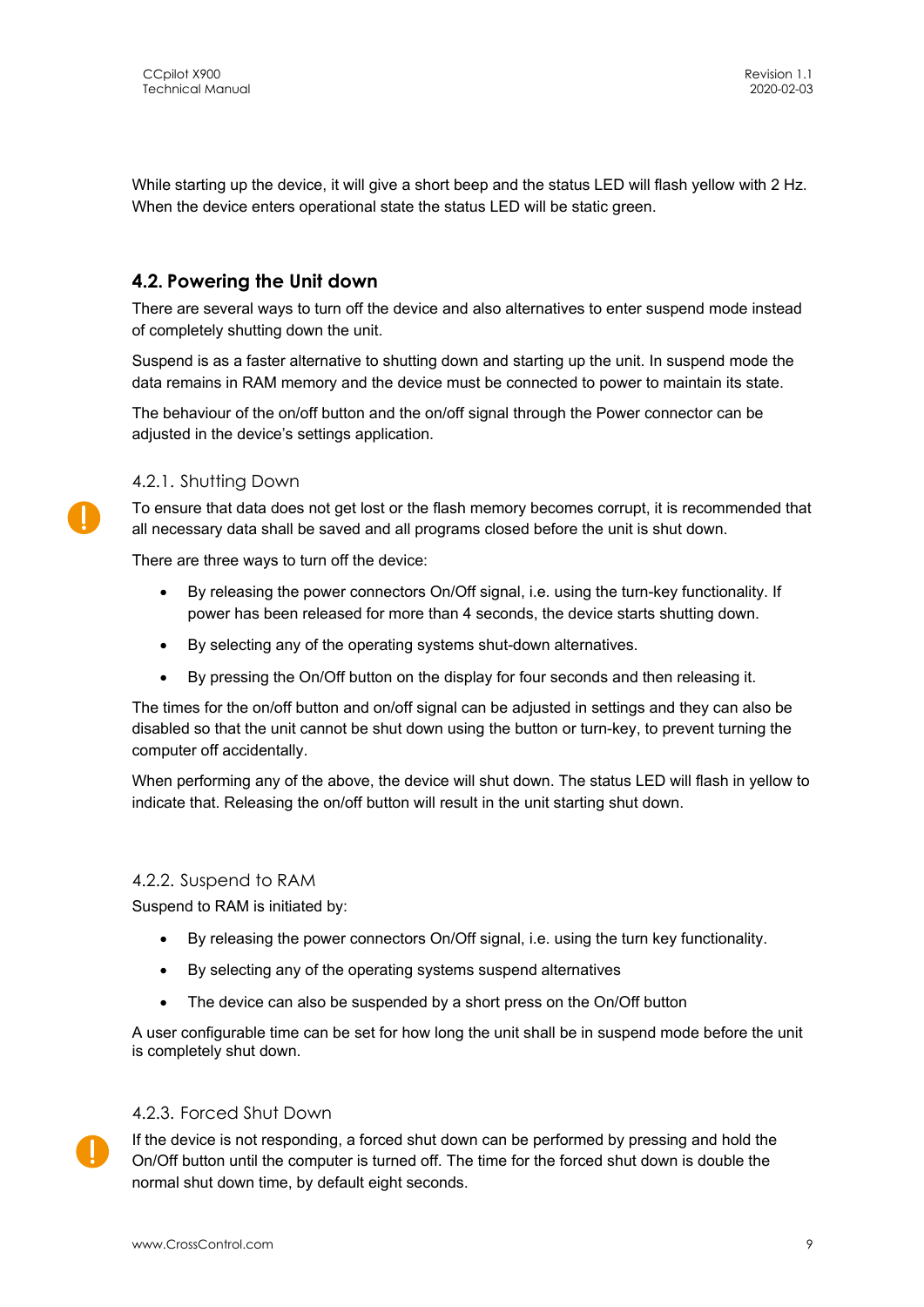While starting up the device, it will give a short beep and the status LED will flash yellow with 2 Hz. When the device enters operational state the status LED will be static green.

## 4.2. Powering the Unit down

There are several ways to turn off the device and also alternatives to enter suspend mode instead of completely shutting down the unit.

Suspend is as a faster alternative to shutting down and starting up the unit. In suspend mode the data remains in RAM memory and the device must be connected to power to maintain its state.

The behaviour of the on/off button and the on/off signal through the Power connector can be adjusted in the device's settings application.

### 4.2.1. Shutting Down

To ensure that data does not get lost or the flash memory becomes corrupt, it is recommended that all necessary data shall be saved and all programs closed before the unit is shut down.

There are three ways to turn off the device:

- By releasing the power connectors On/Off signal, i.e. using the turn-key functionality. If power has been released for more than 4 seconds, the device starts shutting down.
- By selecting any of the operating systems shut-down alternatives.
- By pressing the On/Off button on the display for four seconds and then releasing it.

The times for the on/off button and on/off signal can be adjusted in settings and they can also be disabled so that the unit cannot be shut down using the button or turn-key, to prevent turning the computer off accidentally.

When performing any of the above, the device will shut down. The status LED will flash in yellow to indicate that. Releasing the on/off button will result in the unit starting shut down.

### 4.2.2. Suspend to RAM

Suspend to RAM is initiated by:

- By releasing the power connectors On/Off signal, i.e. using the turn key functionality.
- By selecting any of the operating systems suspend alternatives
- The device can also be suspended by a short press on the On/Off button

A user configurable time can be set for how long the unit shall be in suspend mode before the unit is completely shut down.

### 4.2.3. Forced Shut Down

If the device is not responding, a forced shut down can be performed by pressing and hold the On/Off button until the computer is turned off. The time for the forced shut down is double the normal shut down time, by default eight seconds.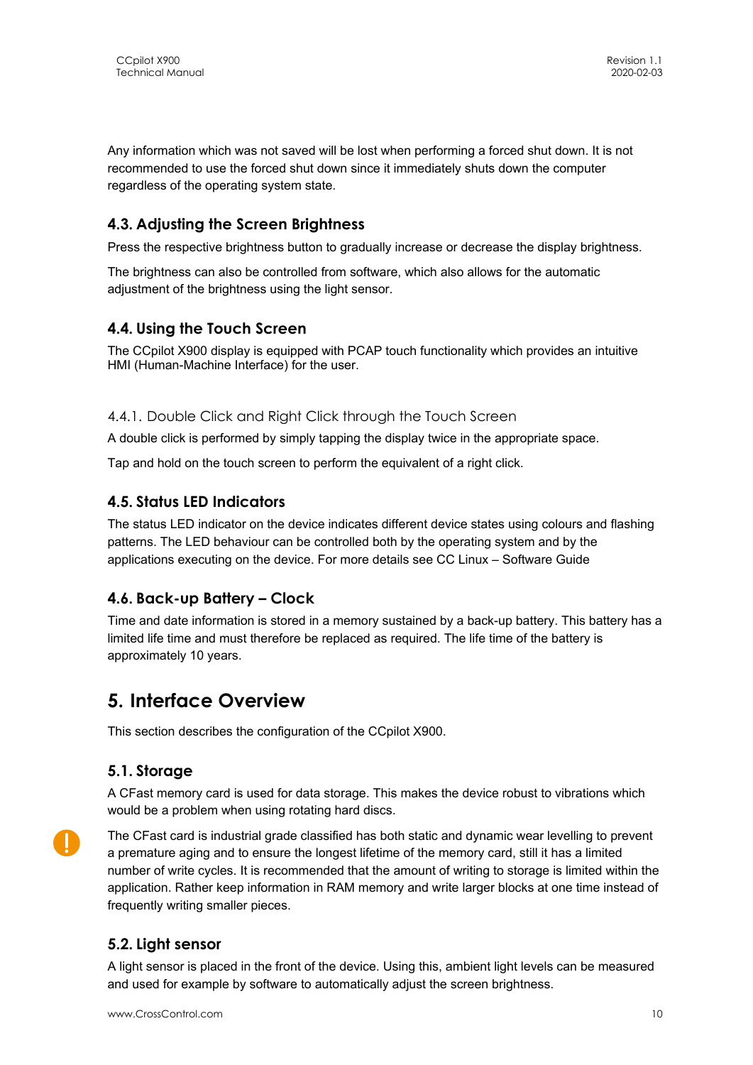Any information which was not saved will be lost when performing a forced shut down. It is not recommended to use the forced shut down since it immediately shuts down the computer regardless of the operating system state.

## 4.3. Adjusting the Screen Brightness

Press the respective brightness button to gradually increase or decrease the display brightness.

The brightness can also be controlled from software, which also allows for the automatic adjustment of the brightness using the light sensor.

## 4.4. Using the Touch Screen

The CCpilot X900 display is equipped with PCAP touch functionality which provides an intuitive HMI (Human-Machine Interface) for the user.

### 4.4.1. Double Click and Right Click through the Touch Screen

A double click is performed by simply tapping the display twice in the appropriate space.

Tap and hold on the touch screen to perform the equivalent of a right click.

## 4.5. Status LED Indicators

The status LED indicator on the device indicates different device states using colours and flashing patterns. The LED behaviour can be controlled both by the operating system and by the applications executing on the device. For more details see CC Linux – Software Guide

## 4.6. Back-up Battery – Clock

Time and date information is stored in a memory sustained by a back-up battery. This battery has a limited life time and must therefore be replaced as required. The life time of the battery is approximately 10 years.

# 5. Interface Overview

This section describes the configuration of the CCpilot X900.

## 5.1. Storage

A CFast memory card is used for data storage. This makes the device robust to vibrations which would be a problem when using rotating hard discs.

The CFast card is industrial grade classified has both static and dynamic wear levelling to prevent a premature aging and to ensure the longest lifetime of the memory card, still it has a limited number of write cycles. It is recommended that the amount of writing to storage is limited within the application. Rather keep information in RAM memory and write larger blocks at one time instead of frequently writing smaller pieces.

## 5.2. Light sensor

A light sensor is placed in the front of the device. Using this, ambient light levels can be measured and used for example by software to automatically adjust the screen brightness.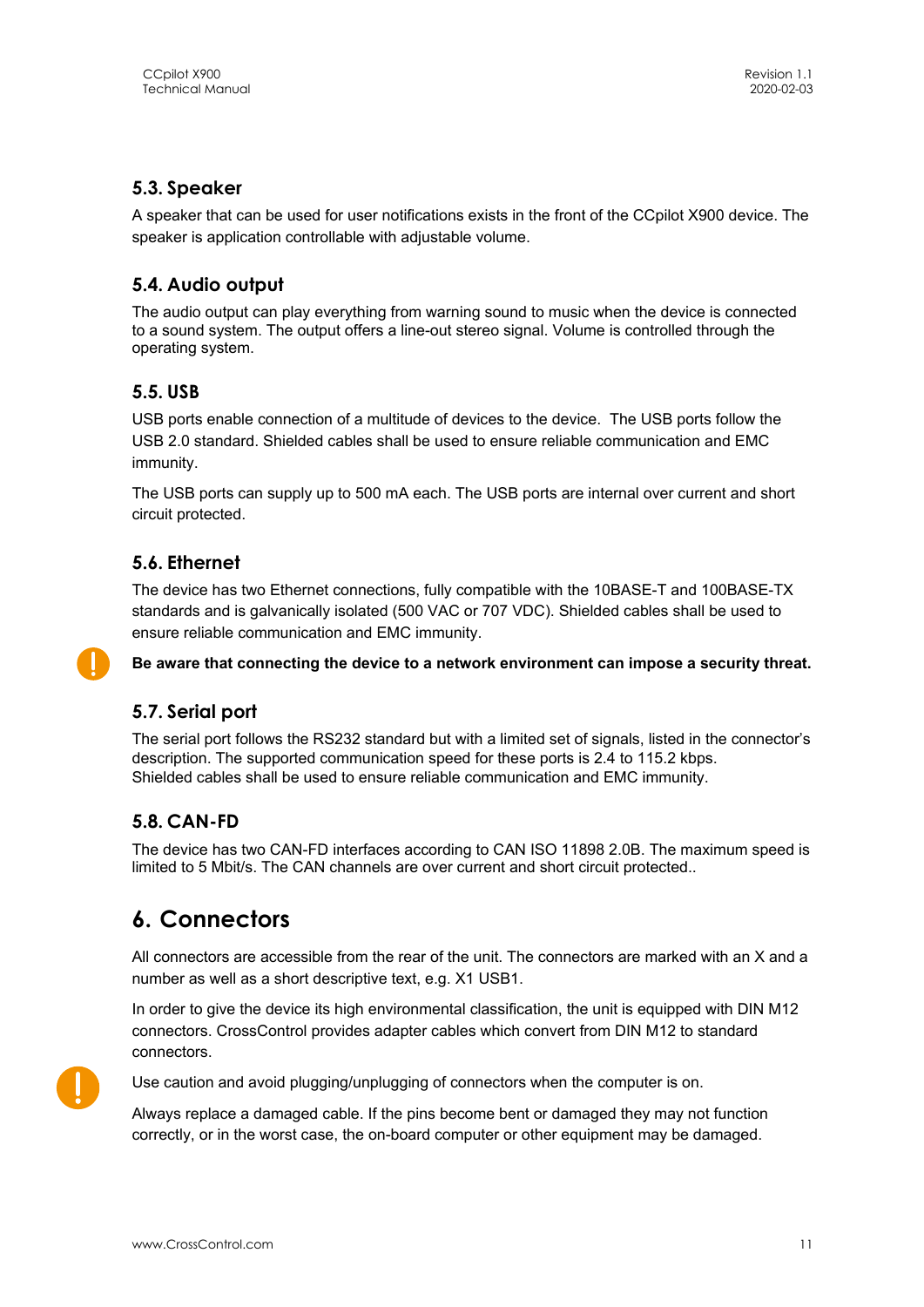### 5.3. Speaker

A speaker that can be used for user notifications exists in the front of the CCpilot X900 device. The speaker is application controllable with adjustable volume.

### 5.4. Audio output

The audio output can play everything from warning sound to music when the device is connected to a sound system. The output offers a line-out stereo signal. Volume is controlled through the operating system.

### 5.5. USB

USB ports enable connection of a multitude of devices to the device. The USB ports follow the USB 2.0 standard. Shielded cables shall be used to ensure reliable communication and EMC immunity.

The USB ports can supply up to 500 mA each. The USB ports are internal over current and short circuit protected.

### 5.6. Ethernet

The device has two Ethernet connections, fully compatible with the 10BASE-T and 100BASE-TX standards and is galvanically isolated (500 VAC or 707 VDC). Shielded cables shall be used to ensure reliable communication and EMC immunity.

**Be aware that connecting the device to a network environment can impose a security threat.**

### 5.7. Serial port

The serial port follows the RS232 standard but with a limited set of signals, listed in the connector's description. The supported communication speed for these ports is 2.4 to 115.2 kbps. Shielded cables shall be used to ensure reliable communication and EMC immunity.

### 5.8. CAN-FD

The device has two CAN-FD interfaces according to CAN ISO 11898 2.0B. The maximum speed is limited to 5 Mbit/s. The CAN channels are over current and short circuit protected..

## 6. Connectors

All connectors are accessible from the rear of the unit. The connectors are marked with an X and a number as well as a short descriptive text, e.g. X1 USB1.

In order to give the device its high environmental classification, the unit is equipped with DIN M12 connectors. CrossControl provides adapter cables which convert from DIN M12 to standard connectors.

Use caution and avoid plugging/unplugging of connectors when the computer is on.

Always replace a damaged cable. If the pins become bent or damaged they may not function correctly, or in the worst case, the on-board computer or other equipment may be damaged.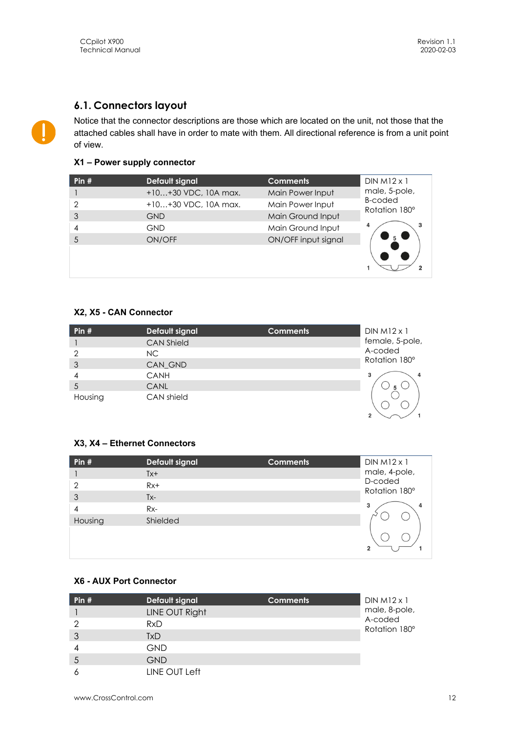## 6.1. Connectors layout

Notice that the connector descriptions are those which are located on the unit, not those that the attached cables shall have in order to mate with them. All directional reference is from a unit point of view.

### X1 – Power supply connector

| Pin # | Default signal | Comments | DIN M12 x 1 male, 5-pole, B-coded Rotation 180° |
|---|---|---|---|
| 1 | +10…+30 VDC, 10A max. | Main Power Input | |
| 2 | +10…+30 VDC, 10A max. | Main Power Input | |
| 3 | GND | Main Ground Input | |
| 4 | GND | Main Ground Input | |
| 5 | ON/OFF | ON/OFF input signal | |

### X2, X5 - CAN Connector

| Pin # | Default signal | Comments | DIN M12 x 1 female, 5-pole, A-coded Rotation 180° |
|---|---|---|---|
| 1 | CAN Shield | | |
| 2 | NC | | |
| 3 | CAN_GND | | |
| 4 | CANH | | |
| 5 | CANL | | |
| Housing | CAN shield | | |

### X3, X4 – Ethernet Connectors

| Pin # | Default signal | Comments | DIN M12 x 1 male, 4-pole, D-coded Rotation 180° |
|---|---|---|---|
| 1 | Tx+ | | |
| 2 | Rx+ | | |
| 3 | Tx- | | |
| 4 | Rx- | | |
| Housing | Shielded | | |

### X6 - AUX Port Connector

| Pin # | Default signal | Comments | DIN M12 x 1 male, 8-pole, A-coded Rotation 180° |
|---|---|---|---|
| 1 | LINE OUT Right | | |
| 2 | RxD | | |
| 3 | TxD | | |
| 4 | GND | | |
| 5 | GND | | |
| 6 | LINE OUT Left | | |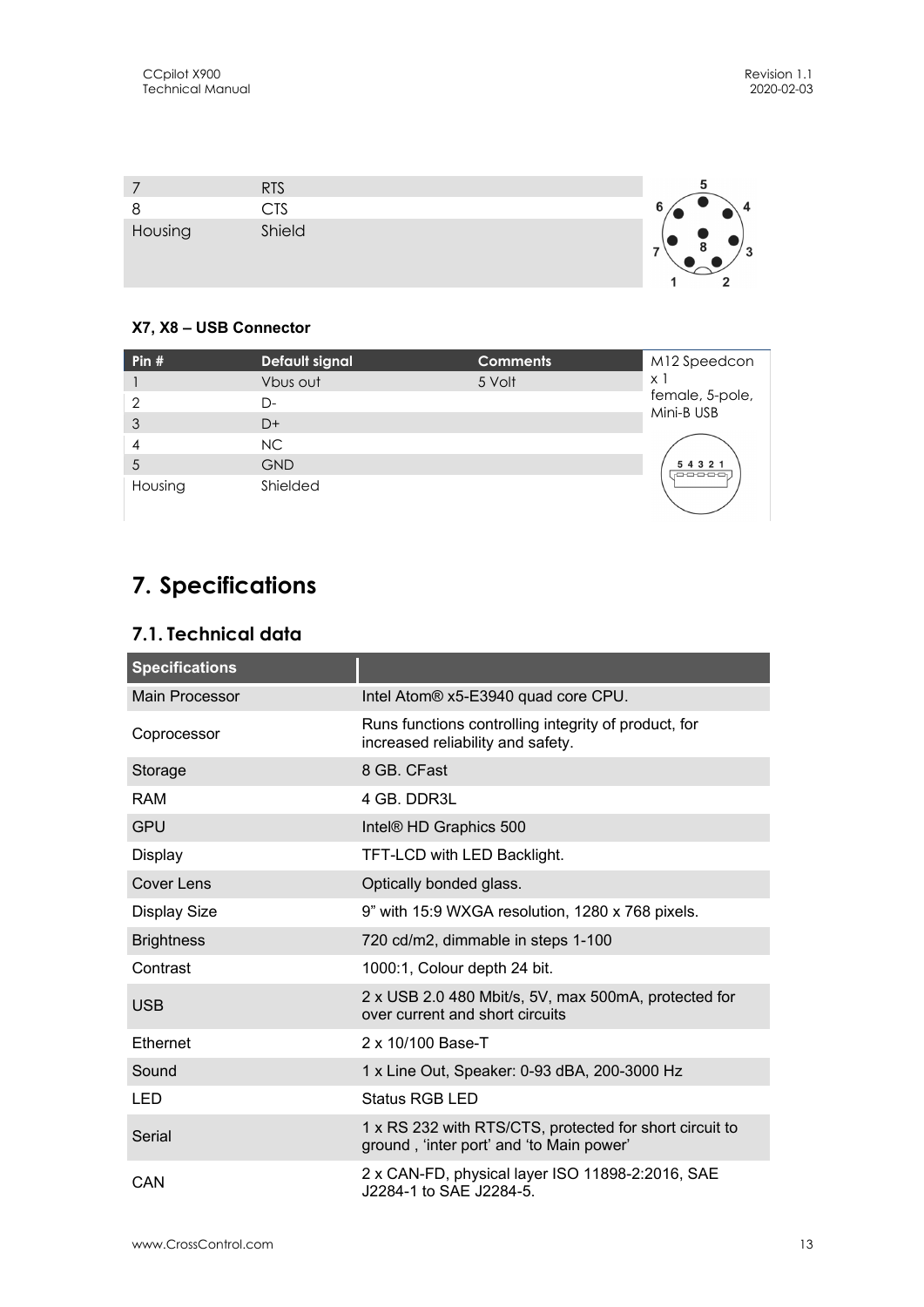| | | |
|---|---|---|
| 7 | RTS | |
| 8 | CTS | |
| Housing | Shield | |

**X7, X8 – USB Connector**

| Pin # | Default signal | Comments | M12 Speedcon x 1 female, 5-pole, Mini-B USB |
|---|---|---|---|
| 1 | Vbus out | 5 Volt | |
| 2 | D- | | |
| 3 | D+ | | |
| 4 | NC | | |
| 5 | GND | | |
| Housing | Shielded | | |

# 7. Specifications

## 7.1. Technical data

| Specifications | |
|---|---|
| Main Processor | Intel Atom® x5-E3940 quad core CPU. |
| Coprocessor | Runs functions controlling integrity of product, for increased reliability and safety. |
| Storage | 8 GB. CFast |
| RAM | 4 GB. DDR3L |
| GPU | Intel® HD Graphics 500 |
| Display | TFT-LCD with LED Backlight. |
| Cover Lens | Optically bonded glass. |
| Display Size | 9" with 15:9 WXGA resolution, 1280 x 768 pixels. |
| Brightness | 720 cd/m2, dimmable in steps 1-100 |
| Contrast | 1000:1, Colour depth 24 bit. |
| USB | 2 x USB 2.0 480 Mbit/s, 5V, max 500mA, protected for over current and short circuits |
| Ethernet | 2 x 10/100 Base-T |
| Sound | 1 x Line Out, Speaker: 0-93 dBA, 200-3000 Hz |
| LED | Status RGB LED |
| Serial | 1 x RS 232 with RTS/CTS, protected for short circuit to ground , 'inter port' and 'to Main power' |
| CAN | 2 x CAN-FD, physical layer ISO 11898-2:2016, SAE J2284-1 to SAE J2284-5. |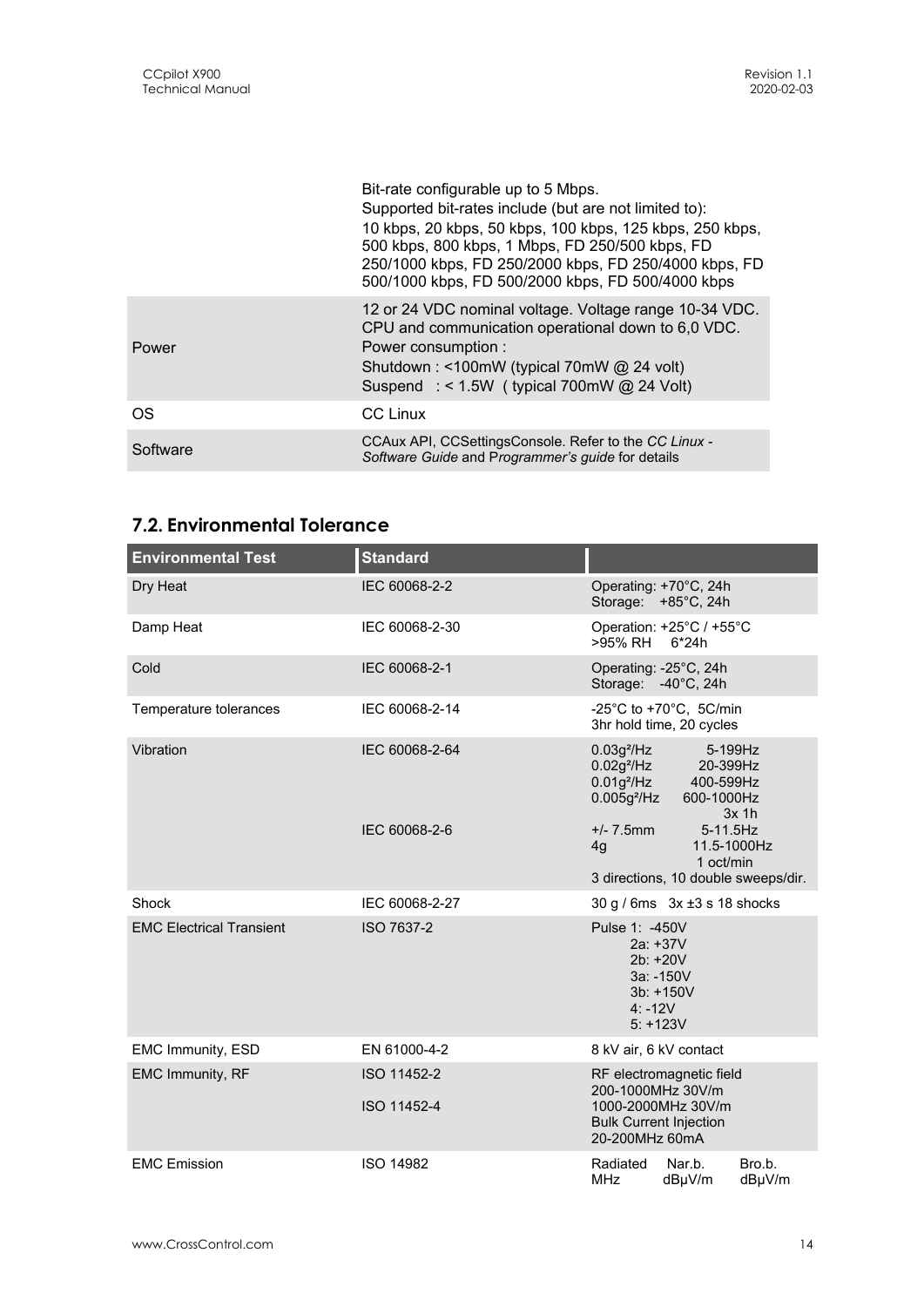| | |
|---|---|
| | Bit-rate configurable up to 5 Mbps.<br>Supported bit-rates include (but are not limited to):<br>10 kbps, 20 kbps, 50 kbps, 100 kbps, 125 kbps, 250 kbps, 500 kbps, 800 kbps, 1 Mbps, FD 250/500 kbps, FD 250/1000 kbps, FD 250/2000 kbps, FD 250/4000 kbps, FD 500/1000 kbps, FD 500/2000 kbps, FD 500/4000 kbps |
| Power | 12 or 24 VDC nominal voltage. Voltage range 10-34 VDC.<br>CPU and communication operational down to 6,0 VDC.<br>Power consumption :<br>Shutdown : <100mW (typical 70mW @ 24 volt)<br>Suspend : < 1.5W ( typical 700mW @ 24 Volt) |
| OS | CC Linux |
| Software | CCAux API, CCSettingsConsole. Refer to the *CC Linux - Software Guide* and *Programmer's guide* for details |

## 7.2. Environmental Tolerance

| Environmental Test | Standard | |
|---|---|---|
| Dry Heat | IEC 60068-2-2 | Operating: +70°C, 24h<br>Storage: +85°C, 24h |
| Damp Heat | IEC 60068-2-30 | Operation: +25°C / +55°C<br>>95% RH 6*24h |
| Cold | IEC 60068-2-1 | Operating: -25°C, 24h<br>Storage: -40°C, 24h |
| Temperature tolerances | IEC 60068-2-14 | -25°C to +70°C, 5C/min<br>3hr hold time, 20 cycles |
| Vibration | IEC 60068-2-64<br><br><br><br><br>IEC 60068-2-6 | $0.03g^2/Hz$ 5-199Hz<br>$0.02g^2/Hz$ 20-399Hz<br>$0.01g^2/Hz$ 400-599Hz<br>$0.005g^2/Hz$ 600-1000Hz<br>3x 1h<br>+/- 7.5mm 5-11.5Hz<br>4g 11.5-1000Hz<br>1 oct/min<br>3 directions, 10 double sweeps/dir. |
| Shock | IEC 60068-2-27 | 30 g / 6ms 3x ±3 s 18 shocks |
| EMC Electrical Transient | ISO 7637-2 | Pulse 1: -450V<br>2a: +37V<br>2b: +20V<br>3a: -150V<br>3b: +150V<br>4: -12V<br>5: +123V |
| EMC Immunity, ESD | EN 61000-4-2 | 8 kV air, 6 kV contact |
| EMC Immunity, RF | ISO 11452-2<br><br>ISO 11452-4 | RF electromagnetic field<br>200-1000MHz 30V/m<br>1000-2000MHz 30V/m<br>Bulk Current Injection<br>20-200MHz 60mA |
| EMC Emission | ISO 14982 | Radiated MHz &nbsp; Nar.b. dBµV/m &nbsp; Bro.b. dBµV/m |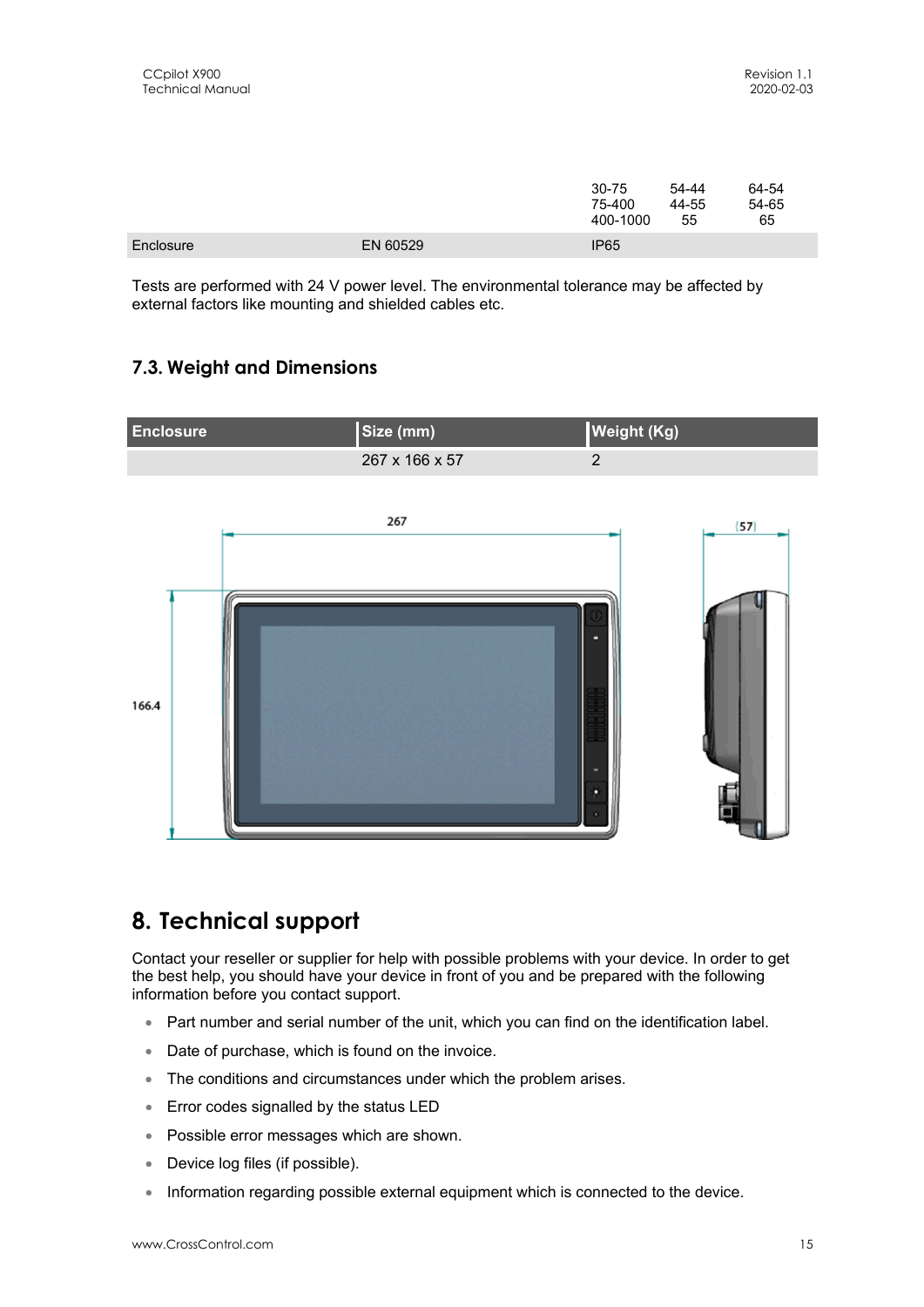|  |  | 30-75<br>75-400<br>400-1000 | 54-44<br>44-55<br>55 | 64-54<br>54-65<br>65 |
|---|---|---|---|---|
| Enclosure | EN 60529 | IP65 |  |  |

Tests are performed with 24 V power level. The environmental tolerance may be affected by external factors like mounting and shielded cables etc.

### 7.3. Weight and Dimensions

| Enclosure | Size (mm) | Weight (Kg) |
|---|---|---|
|  | 267 x 166 x 57 | 2 |

## 8. Technical support

Contact your reseller or supplier for help with possible problems with your device. In order to get the best help, you should have your device in front of you and be prepared with the following information before you contact support.

- Part number and serial number of the unit, which you can find on the identification label.
- Date of purchase, which is found on the invoice.
- The conditions and circumstances under which the problem arises.
- Error codes signalled by the status LED
- Possible error messages which are shown.
- Device log files (if possible).
- Information regarding possible external equipment which is connected to the device.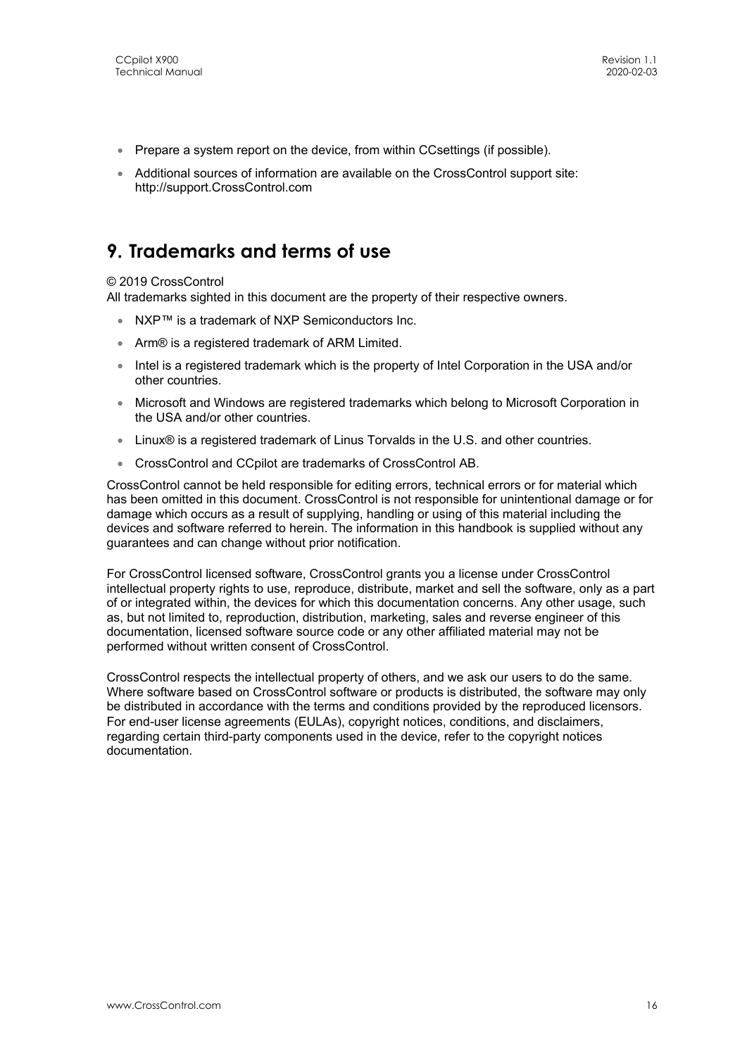- Prepare a system report on the device, from within CCsettings (if possible).
- Additional sources of information are available on the CrossControl support site: http://support.CrossControl.com

# 9. Trademarks and terms of use

© 2019 CrossControl
All trademarks sighted in this document are the property of their respective owners.

- NXP™ is a trademark of NXP Semiconductors Inc.
- Arm® is a registered trademark of ARM Limited.
- Intel is a registered trademark which is the property of Intel Corporation in the USA and/or other countries.
- Microsoft and Windows are registered trademarks which belong to Microsoft Corporation in the USA and/or other countries.
- Linux® is a registered trademark of Linus Torvalds in the U.S. and other countries.
- CrossControl and CCpilot are trademarks of CrossControl AB.

CrossControl cannot be held responsible for editing errors, technical errors or for material which has been omitted in this document. CrossControl is not responsible for unintentional damage or for damage which occurs as a result of supplying, handling or using of this material including the devices and software referred to herein. The information in this handbook is supplied without any guarantees and can change without prior notification.

For CrossControl licensed software, CrossControl grants you a license under CrossControl intellectual property rights to use, reproduce, distribute, market and sell the software, only as a part of or integrated within, the devices for which this documentation concerns. Any other usage, such as, but not limited to, reproduction, distribution, marketing, sales and reverse engineer of this documentation, licensed software source code or any other affiliated material may not be performed without written consent of CrossControl.

CrossControl respects the intellectual property of others, and we ask our users to do the same. Where software based on CrossControl software or products is distributed, the software may only be distributed in accordance with the terms and conditions provided by the reproduced licensors. For end-user license agreements (EULAs), copyright notices, conditions, and disclaimers, regarding certain third-party components used in the device, refer to the copyright notices documentation.